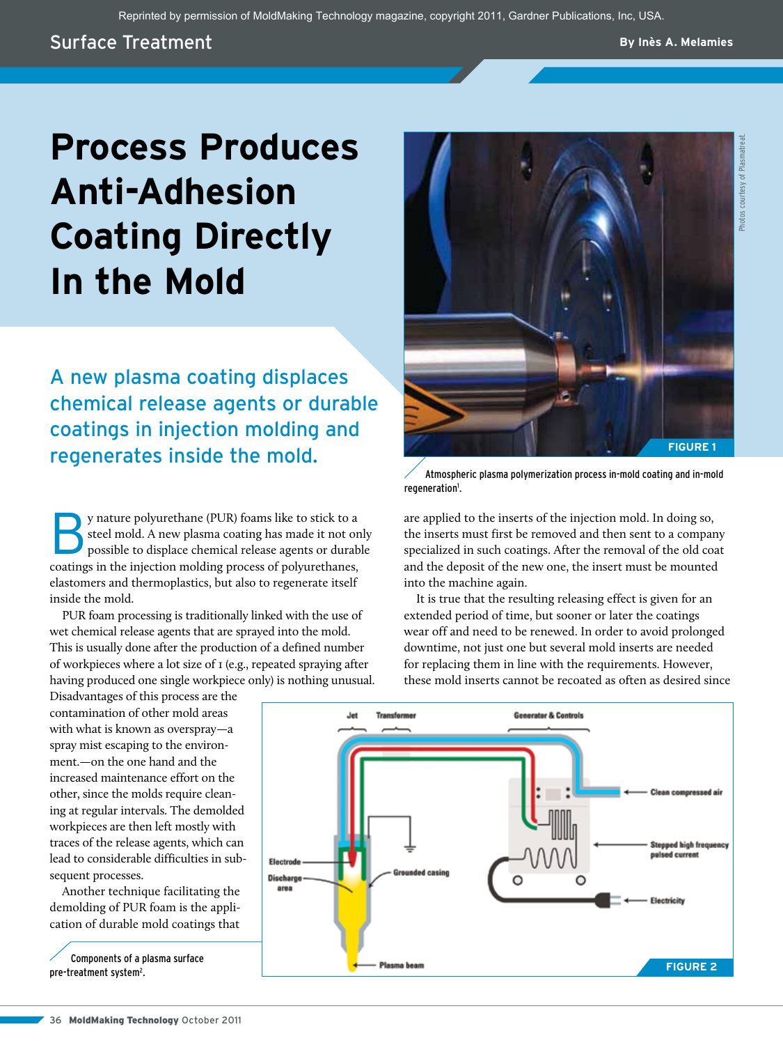Reprinted by permission of MoldMaking Technology magazine, copyright 2011, Gardner Publications, Inc, USA.

Surface Treatment

By Inès A. Melamies

# Process Produces Anti-Adhesion Coating Directly In the Mold

## A new plasma coating displaces chemical release agents or durable coatings in injection molding and regenerates inside the mold.

FIGURE 1

Atmospheric plasma polymerization process in-mold coating and in-mold regeneration[1].

Photos courtesy of Plasmatreat.

By nature polyurethane (PUR) foams like to stick to a steel mold. A new plasma coating has made it not only possible to displace chemical release agents or durable coatings in the injection molding process of polyurethanes, elastomers and thermoplastics, but also to regenerate itself inside the mold.

PUR foam processing is traditionally linked with the use of wet chemical release agents that are sprayed into the mold. This is usually done after the production of a defined number of workpieces where a lot size of 1 (e.g., repeated spraying after having produced one single workpiece only) is nothing unusual. Disadvantages of this process are the contamination of other mold areas with what is known as overspray—a spray mist escaping to the environment.—on the one hand and the increased maintenance effort on the other, since the molds require cleaning at regular intervals. The demolded workpieces are then left mostly with traces of the release agents, which can lead to considerable difficulties in subsequent processes.

Another technique facilitating the demolding of PUR foam is the application of durable mold coatings that are applied to the inserts of the injection mold. In doing so, the inserts must first be removed and then sent to a company specialized in such coatings. After the removal of the old coat and the deposit of the new one, the insert must be mounted into the machine again.

It is true that the resulting releasing effect is given for an extended period of time, but sooner or later the coatings wear off and need to be renewed. In order to avoid prolonged downtime, not just one but several mold inserts are needed for replacing them in line with the requirements. However, these mold inserts cannot be recoated as often as desired since

FIGURE 2

Components of a plasma surface pre-treatment system[2].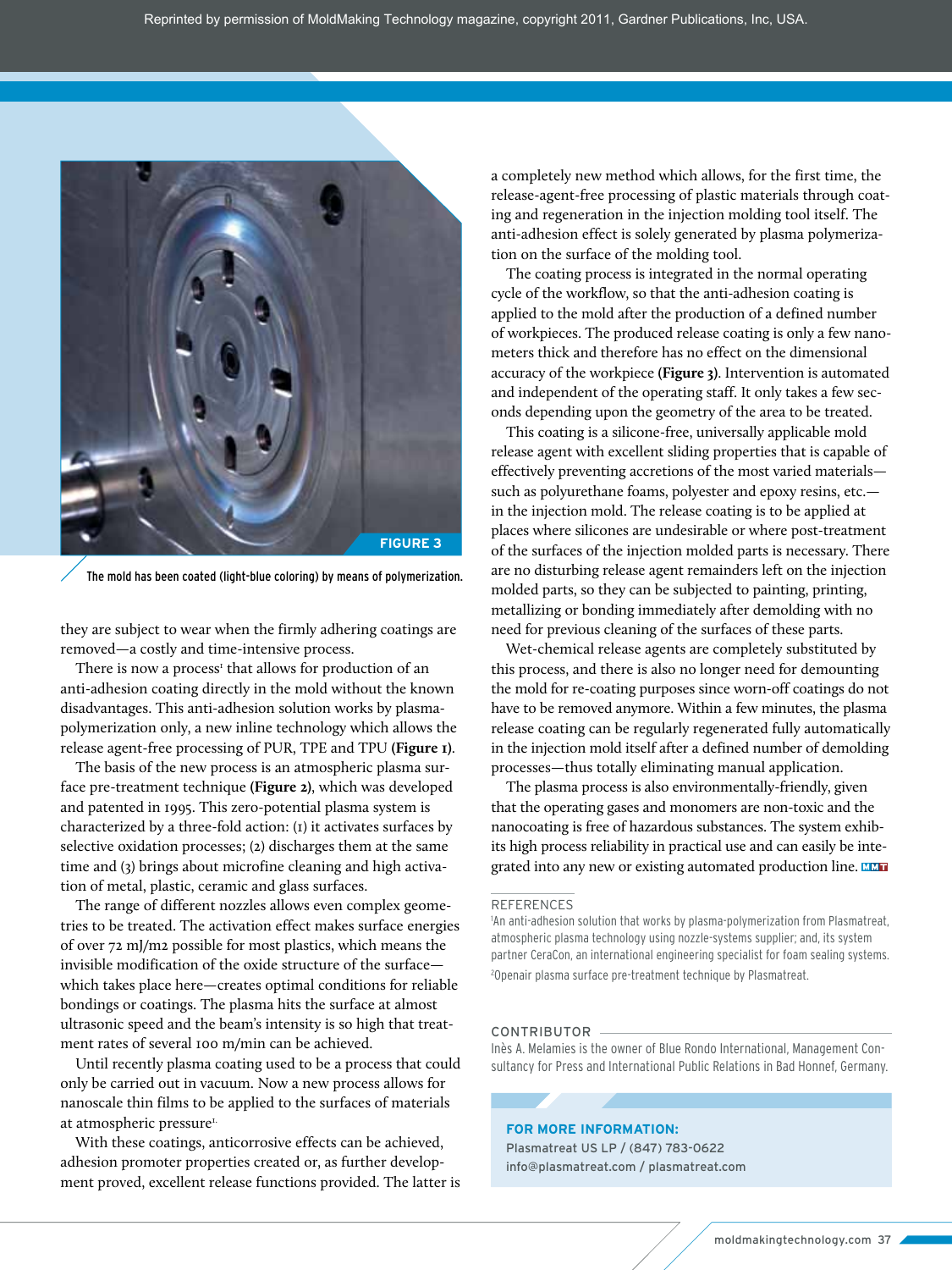FIGURE 3

The mold has been coated (light-blue coloring) by means of polymerization.

they are subject to wear when the firmly adhering coatings are removed—a costly and time-intensive process.

There is now a process[1] that allows for production of an anti-adhesion coating directly in the mold without the known disadvantages. This anti-adhesion solution works by plasma-polymerization only, a new inline technology which allows the release agent-free processing of PUR, TPE and TPU **(Figure 1)**.

The basis of the new process is an atmospheric plasma surface pre-treatment technique **(Figure 2)**, which was developed and patented in 1995. This zero-potential plasma system is characterized by a three-fold action: (1) it activates surfaces by selective oxidation processes; (2) discharges them at the same time and (3) brings about microfine cleaning and high activation of metal, plastic, ceramic and glass surfaces.

The range of different nozzles allows even complex geometries to be treated. The activation effect makes surface energies of over 72 mJ/m2 possible for most plastics, which means the invisible modification of the oxide structure of the surface—which takes place here—creates optimal conditions for reliable bondings or coatings. The plasma hits the surface at almost ultrasonic speed and the beam's intensity is so high that treatment rates of several 100 m/min can be achieved.

Until recently plasma coating used to be a process that could only be carried out in vacuum. Now a new process allows for nanoscale thin films to be applied to the surfaces of materials at atmospheric pressure[1].

With these coatings, anticorrosive effects can be achieved, adhesion promoter properties created or, as further development proved, excellent release functions provided. The latter is a completely new method which allows, for the first time, the release-agent-free processing of plastic materials through coating and regeneration in the injection molding tool itself. The anti-adhesion effect is solely generated by plasma polymerization on the surface of the molding tool.

The coating process is integrated in the normal operating cycle of the workflow, so that the anti-adhesion coating is applied to the mold after the production of a defined number of workpieces. The produced release coating is only a few nanometers thick and therefore has no effect on the dimensional accuracy of the workpiece **(Figure 3)**. Intervention is automated and independent of the operating staff. It only takes a few seconds depending upon the geometry of the area to be treated.

This coating is a silicone-free, universally applicable mold release agent with excellent sliding properties that is capable of effectively preventing accretions of the most varied materials—such as polyurethane foams, polyester and epoxy resins, etc.—in the injection mold. The release coating is to be applied at places where silicones are undesirable or where post-treatment of the surfaces of the injection molded parts is necessary. There are no disturbing release agent remainders left on the injection molded parts, so they can be subjected to painting, printing, metallizing or bonding immediately after demolding with no need for previous cleaning of the surfaces of these parts.

Wet-chemical release agents are completely substituted by this process, and there is also no longer need for demounting the mold for re-coating purposes since worn-off coatings do not have to be removed anymore. Within a few minutes, the plasma release coating can be regularly regenerated fully automatically in the injection mold itself after a defined number of demolding processes—thus totally eliminating manual application.

The plasma process is also environmentally-friendly, given that the operating gases and monomers are non-toxic and the nanocoating is free of hazardous substances. The system exhibits high process reliability in practical use and can easily be integrated into any new or existing automated production line.

## REFERENCES

[1]An anti-adhesion solution that works by plasma-polymerization from Plasmatreat, atmospheric plasma technology using nozzle-systems supplier; and, its system partner CeraCon, an international engineering specialist for foam sealing systems.

[2]Openair plasma surface pre-treatment technique by Plasmatreat.

## CONTRIBUTOR

Inès A. Melamies is the owner of Blue Rondo International, Management Consultancy for Press and International Public Relations in Bad Honnef, Germany.

**FOR MORE INFORMATION:**

Plasmatreat US LP / (847) 783-0622

info@plasmatreat.com / plasmatreat.com